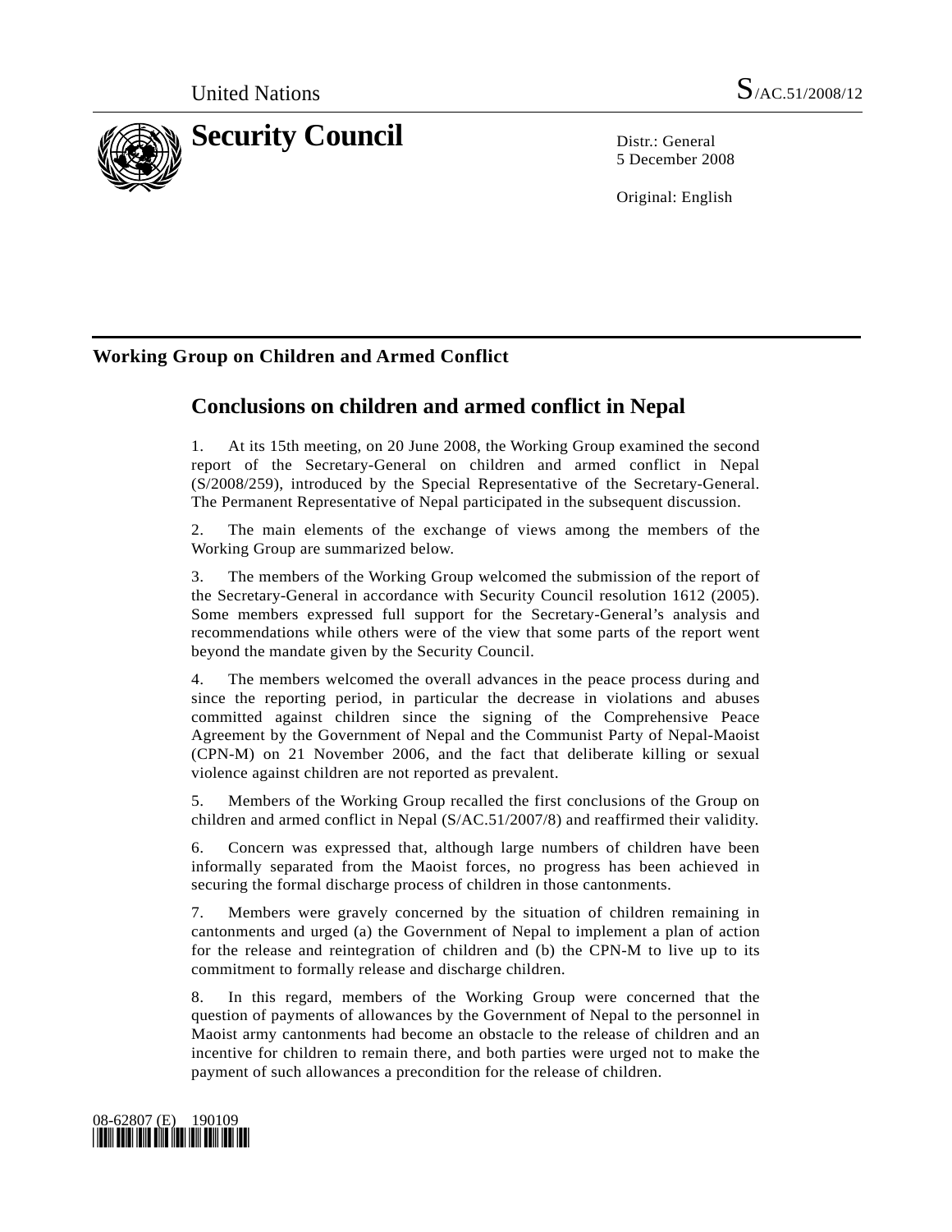United Nations S/AC.51/2008/12

# Security Council

Distr.: General
5 December 2008

Original: English

## Working Group on Children and Armed Conflict

# Conclusions on children and armed conflict in Nepal

1. At its 15th meeting, on 20 June 2008, the Working Group examined the second report of the Secretary-General on children and armed conflict in Nepal (S/2008/259), introduced by the Special Representative of the Secretary-General. The Permanent Representative of Nepal participated in the subsequent discussion.

2. The main elements of the exchange of views among the members of the Working Group are summarized below.

3. The members of the Working Group welcomed the submission of the report of the Secretary-General in accordance with Security Council resolution 1612 (2005). Some members expressed full support for the Secretary-General's analysis and recommendations while others were of the view that some parts of the report went beyond the mandate given by the Security Council.

4. The members welcomed the overall advances in the peace process during and since the reporting period, in particular the decrease in violations and abuses committed against children since the signing of the Comprehensive Peace Agreement by the Government of Nepal and the Communist Party of Nepal-Maoist (CPN-M) on 21 November 2006, and the fact that deliberate killing or sexual violence against children are not reported as prevalent.

5. Members of the Working Group recalled the first conclusions of the Group on children and armed conflict in Nepal (S/AC.51/2007/8) and reaffirmed their validity.

6. Concern was expressed that, although large numbers of children have been informally separated from the Maoist forces, no progress has been achieved in securing the formal discharge process of children in those cantonments.

7. Members were gravely concerned by the situation of children remaining in cantonments and urged (a) the Government of Nepal to implement a plan of action for the release and reintegration of children and (b) the CPN-M to live up to its commitment to formally release and discharge children.

8. In this regard, members of the Working Group were concerned that the question of payments of allowances by the Government of Nepal to the personnel in Maoist army cantonments had become an obstacle to the release of children and an incentive for children to remain there, and both parties were urged not to make the payment of such allowances a precondition for the release of children.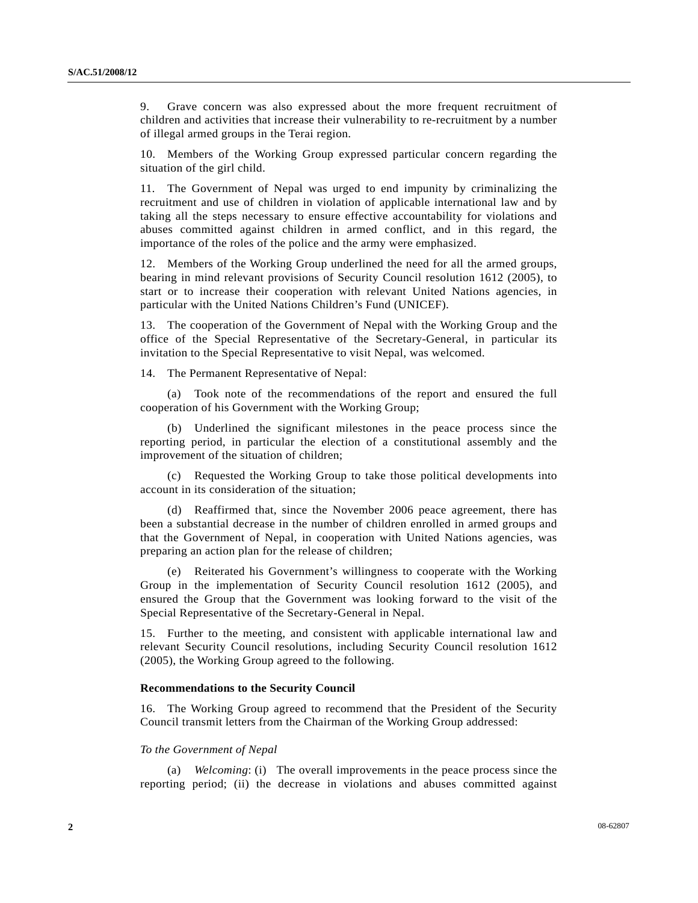9. Grave concern was also expressed about the more frequent recruitment of children and activities that increase their vulnerability to re-recruitment by a number of illegal armed groups in the Terai region.

10. Members of the Working Group expressed particular concern regarding the situation of the girl child.

11. The Government of Nepal was urged to end impunity by criminalizing the recruitment and use of children in violation of applicable international law and by taking all the steps necessary to ensure effective accountability for violations and abuses committed against children in armed conflict, and in this regard, the importance of the roles of the police and the army were emphasized.

12. Members of the Working Group underlined the need for all the armed groups, bearing in mind relevant provisions of Security Council resolution 1612 (2005), to start or to increase their cooperation with relevant United Nations agencies, in particular with the United Nations Children's Fund (UNICEF).

13. The cooperation of the Government of Nepal with the Working Group and the office of the Special Representative of the Secretary-General, in particular its invitation to the Special Representative to visit Nepal, was welcomed.

14. The Permanent Representative of Nepal:

(a) Took note of the recommendations of the report and ensured the full cooperation of his Government with the Working Group;

(b) Underlined the significant milestones in the peace process since the reporting period, in particular the election of a constitutional assembly and the improvement of the situation of children;

(c) Requested the Working Group to take those political developments into account in its consideration of the situation;

(d) Reaffirmed that, since the November 2006 peace agreement, there has been a substantial decrease in the number of children enrolled in armed groups and that the Government of Nepal, in cooperation with United Nations agencies, was preparing an action plan for the release of children;

(e) Reiterated his Government's willingness to cooperate with the Working Group in the implementation of Security Council resolution 1612 (2005), and ensured the Group that the Government was looking forward to the visit of the Special Representative of the Secretary-General in Nepal.

15. Further to the meeting, and consistent with applicable international law and relevant Security Council resolutions, including Security Council resolution 1612 (2005), the Working Group agreed to the following.

**Recommendations to the Security Council**

16. The Working Group agreed to recommend that the President of the Security Council transmit letters from the Chairman of the Working Group addressed:

*To the Government of Nepal*

(a) *Welcoming*: (i) The overall improvements in the peace process since the reporting period; (ii) the decrease in violations and abuses committed against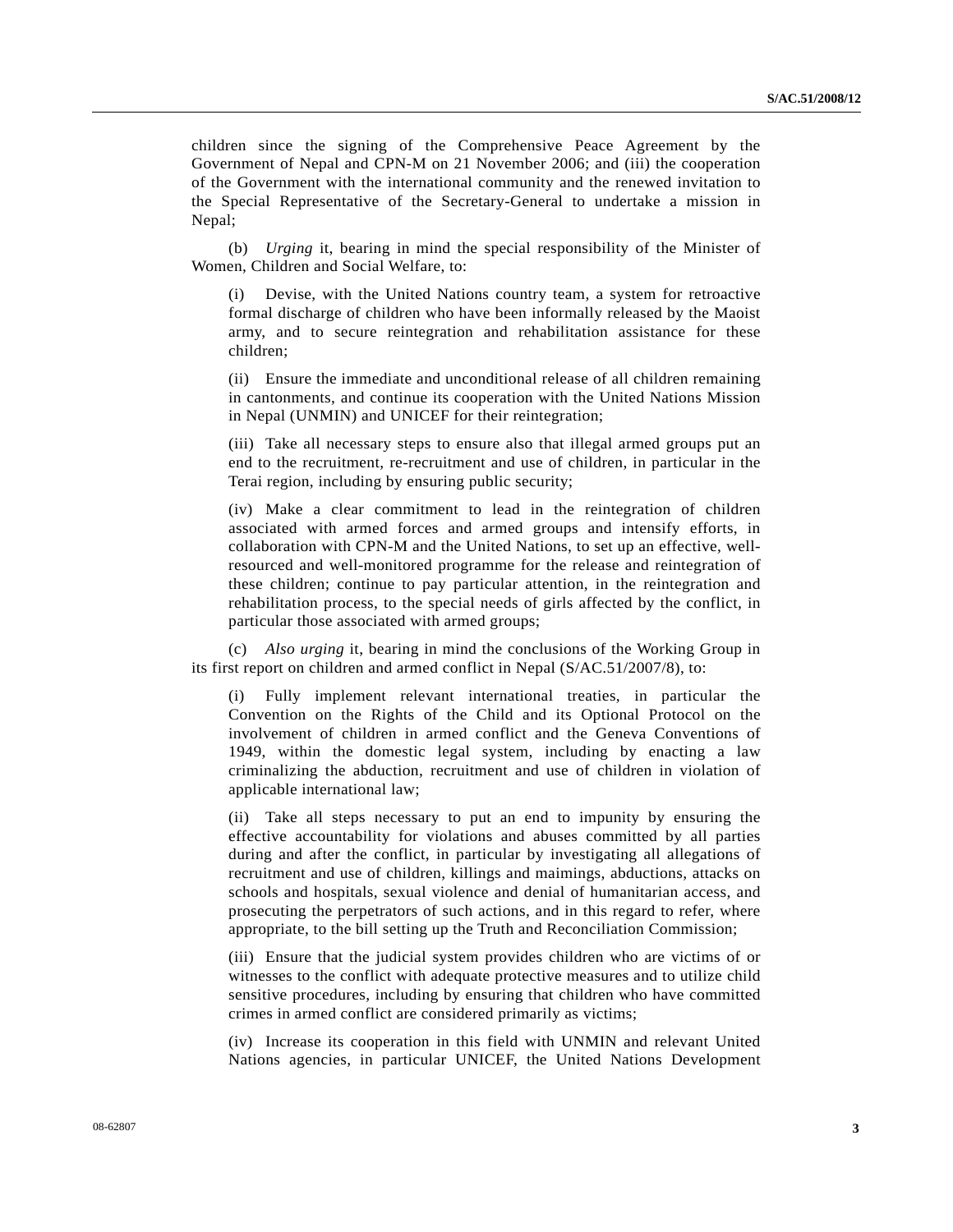children since the signing of the Comprehensive Peace Agreement by the Government of Nepal and CPN-M on 21 November 2006; and (iii) the cooperation of the Government with the international community and the renewed invitation to the Special Representative of the Secretary-General to undertake a mission in Nepal;

(b) *Urging* it, bearing in mind the special responsibility of the Minister of Women, Children and Social Welfare, to:

(i) Devise, with the United Nations country team, a system for retroactive formal discharge of children who have been informally released by the Maoist army, and to secure reintegration and rehabilitation assistance for these children;

(ii) Ensure the immediate and unconditional release of all children remaining in cantonments, and continue its cooperation with the United Nations Mission in Nepal (UNMIN) and UNICEF for their reintegration;

(iii) Take all necessary steps to ensure also that illegal armed groups put an end to the recruitment, re-recruitment and use of children, in particular in the Terai region, including by ensuring public security;

(iv) Make a clear commitment to lead in the reintegration of children associated with armed forces and armed groups and intensify efforts, in collaboration with CPN-M and the United Nations, to set up an effective, well-resourced and well-monitored programme for the release and reintegration of these children; continue to pay particular attention, in the reintegration and rehabilitation process, to the special needs of girls affected by the conflict, in particular those associated with armed groups;

(c) *Also urging* it, bearing in mind the conclusions of the Working Group in its first report on children and armed conflict in Nepal (S/AC.51/2007/8), to:

(i) Fully implement relevant international treaties, in particular the Convention on the Rights of the Child and its Optional Protocol on the involvement of children in armed conflict and the Geneva Conventions of 1949, within the domestic legal system, including by enacting a law criminalizing the abduction, recruitment and use of children in violation of applicable international law;

(ii) Take all steps necessary to put an end to impunity by ensuring the effective accountability for violations and abuses committed by all parties during and after the conflict, in particular by investigating all allegations of recruitment and use of children, killings and maimings, abductions, attacks on schools and hospitals, sexual violence and denial of humanitarian access, and prosecuting the perpetrators of such actions, and in this regard to refer, where appropriate, to the bill setting up the Truth and Reconciliation Commission;

(iii) Ensure that the judicial system provides children who are victims of or witnesses to the conflict with adequate protective measures and to utilize child sensitive procedures, including by ensuring that children who have committed crimes in armed conflict are considered primarily as victims;

(iv) Increase its cooperation in this field with UNMIN and relevant United Nations agencies, in particular UNICEF, the United Nations Development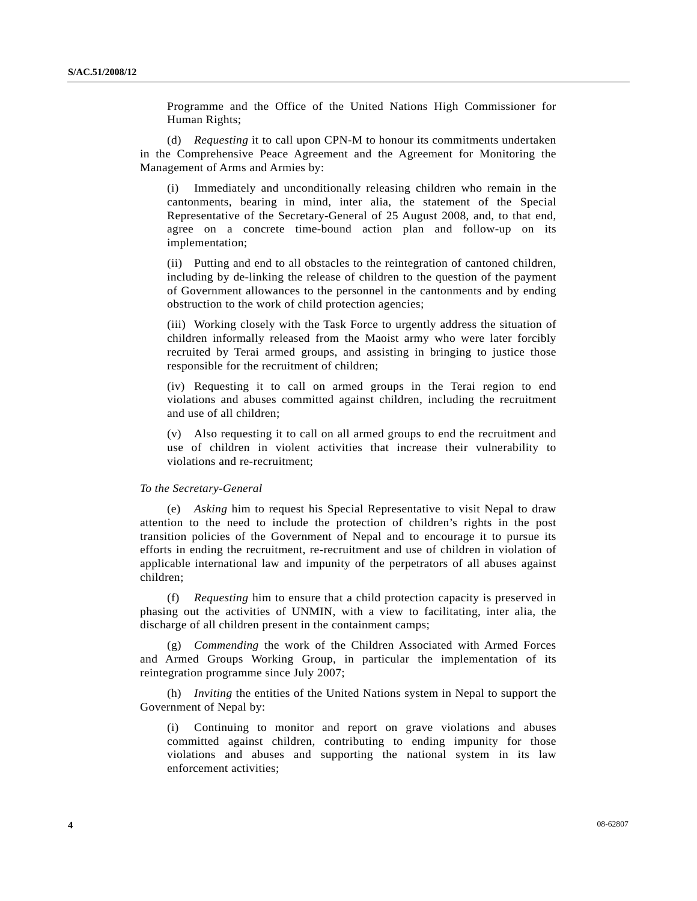Programme and the Office of the United Nations High Commissioner for Human Rights;

(d) *Requesting* it to call upon CPN-M to honour its commitments undertaken in the Comprehensive Peace Agreement and the Agreement for Monitoring the Management of Arms and Armies by:

(i) Immediately and unconditionally releasing children who remain in the cantonments, bearing in mind, inter alia, the statement of the Special Representative of the Secretary-General of 25 August 2008, and, to that end, agree on a concrete time-bound action plan and follow-up on its implementation;

(ii) Putting and end to all obstacles to the reintegration of cantoned children, including by de-linking the release of children to the question of the payment of Government allowances to the personnel in the cantonments and by ending obstruction to the work of child protection agencies;

(iii) Working closely with the Task Force to urgently address the situation of children informally released from the Maoist army who were later forcibly recruited by Terai armed groups, and assisting in bringing to justice those responsible for the recruitment of children;

(iv) Requesting it to call on armed groups in the Terai region to end violations and abuses committed against children, including the recruitment and use of all children;

(v) Also requesting it to call on all armed groups to end the recruitment and use of children in violent activities that increase their vulnerability to violations and re-recruitment;

*To the Secretary-General*

(e) *Asking* him to request his Special Representative to visit Nepal to draw attention to the need to include the protection of children's rights in the post transition policies of the Government of Nepal and to encourage it to pursue its efforts in ending the recruitment, re-recruitment and use of children in violation of applicable international law and impunity of the perpetrators of all abuses against children;

(f) *Requesting* him to ensure that a child protection capacity is preserved in phasing out the activities of UNMIN, with a view to facilitating, inter alia, the discharge of all children present in the containment camps;

(g) *Commending* the work of the Children Associated with Armed Forces and Armed Groups Working Group, in particular the implementation of its reintegration programme since July 2007;

(h) *Inviting* the entities of the United Nations system in Nepal to support the Government of Nepal by:

(i) Continuing to monitor and report on grave violations and abuses committed against children, contributing to ending impunity for those violations and abuses and supporting the national system in its law enforcement activities;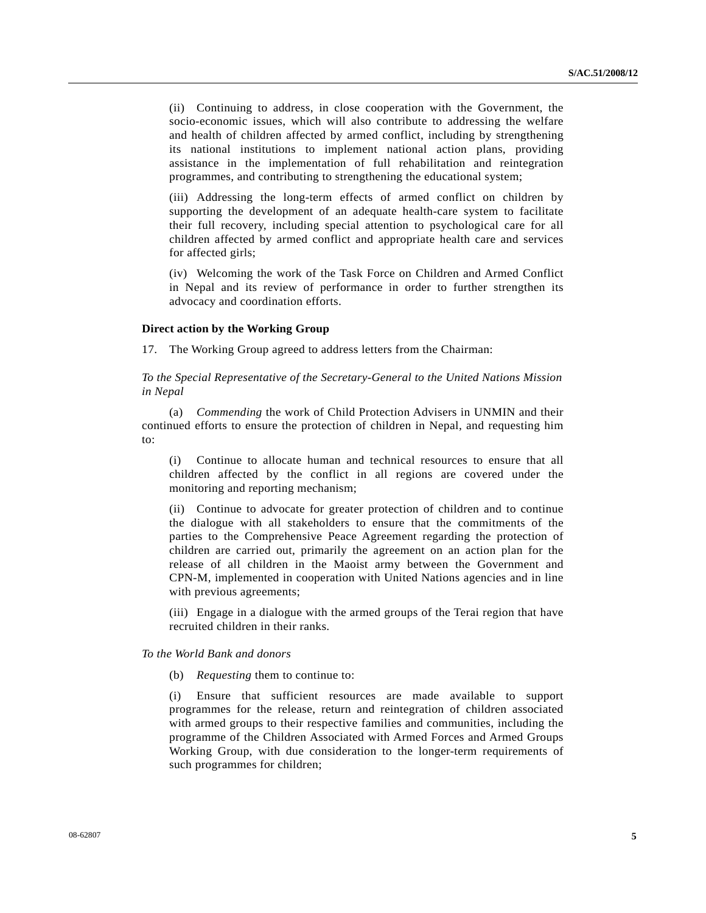(ii) Continuing to address, in close cooperation with the Government, the socio-economic issues, which will also contribute to addressing the welfare and health of children affected by armed conflict, including by strengthening its national institutions to implement national action plans, providing assistance in the implementation of full rehabilitation and reintegration programmes, and contributing to strengthening the educational system;

(iii) Addressing the long-term effects of armed conflict on children by supporting the development of an adequate health-care system to facilitate their full recovery, including special attention to psychological care for all children affected by armed conflict and appropriate health care and services for affected girls;

(iv) Welcoming the work of the Task Force on Children and Armed Conflict in Nepal and its review of performance in order to further strengthen its advocacy and coordination efforts.

**Direct action by the Working Group**

17. The Working Group agreed to address letters from the Chairman:

*To the Special Representative of the Secretary-General to the United Nations Mission in Nepal*

(a) *Commending* the work of Child Protection Advisers in UNMIN and their continued efforts to ensure the protection of children in Nepal, and requesting him to:

(i) Continue to allocate human and technical resources to ensure that all children affected by the conflict in all regions are covered under the monitoring and reporting mechanism;

(ii) Continue to advocate for greater protection of children and to continue the dialogue with all stakeholders to ensure that the commitments of the parties to the Comprehensive Peace Agreement regarding the protection of children are carried out, primarily the agreement on an action plan for the release of all children in the Maoist army between the Government and CPN-M, implemented in cooperation with United Nations agencies and in line with previous agreements;

(iii) Engage in a dialogue with the armed groups of the Terai region that have recruited children in their ranks.

*To the World Bank and donors*

(b) *Requesting* them to continue to:

(i) Ensure that sufficient resources are made available to support programmes for the release, return and reintegration of children associated with armed groups to their respective families and communities, including the programme of the Children Associated with Armed Forces and Armed Groups Working Group, with due consideration to the longer-term requirements of such programmes for children;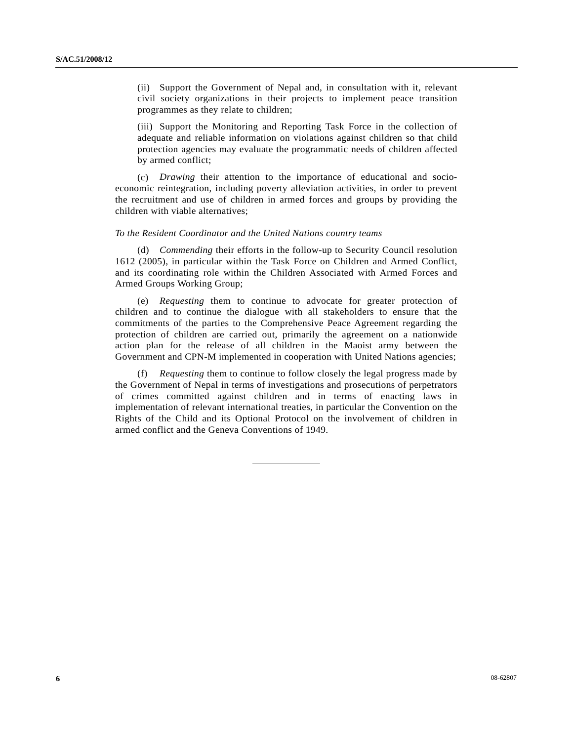(ii) Support the Government of Nepal and, in consultation with it, relevant civil society organizations in their projects to implement peace transition programmes as they relate to children;

(iii) Support the Monitoring and Reporting Task Force in the collection of adequate and reliable information on violations against children so that child protection agencies may evaluate the programmatic needs of children affected by armed conflict;

(c) *Drawing* their attention to the importance of educational and socio-economic reintegration, including poverty alleviation activities, in order to prevent the recruitment and use of children in armed forces and groups by providing the children with viable alternatives;

*To the Resident Coordinator and the United Nations country teams*

(d) *Commending* their efforts in the follow-up to Security Council resolution 1612 (2005), in particular within the Task Force on Children and Armed Conflict, and its coordinating role within the Children Associated with Armed Forces and Armed Groups Working Group;

(e) *Requesting* them to continue to advocate for greater protection of children and to continue the dialogue with all stakeholders to ensure that the commitments of the parties to the Comprehensive Peace Agreement regarding the protection of children are carried out, primarily the agreement on a nationwide action plan for the release of all children in the Maoist army between the Government and CPN-M implemented in cooperation with United Nations agencies;

(f) *Requesting* them to continue to follow closely the legal progress made by the Government of Nepal in terms of investigations and prosecutions of perpetrators of crimes committed against children and in terms of enacting laws in implementation of relevant international treaties, in particular the Convention on the Rights of the Child and its Optional Protocol on the involvement of children in armed conflict and the Geneva Conventions of 1949.